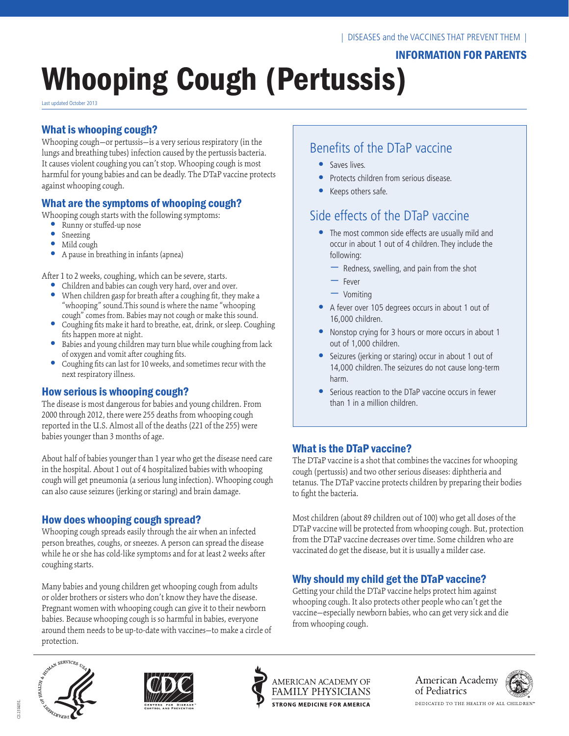| DISEASES and the VACCINES THAT PREVENT THEM |

INFORMATION FOR PARENTS

# Whooping Cough (Pertussis)

Last updated October 2013

## What is whooping cough?

Whooping cough—or pertussis—is a very serious respiratory (in the lungs and breathing tubes) infection caused by the pertussis bacteria. It causes violent coughing you can't stop. Whooping cough is most harmful for young babies and can be deadly. The DTaP vaccine protects against whooping cough.

## What are the symptoms of whooping cough?

Whooping cough starts with the following symptoms:

- Runny or stuffed-up nose
- Sneezing
- Mild cough
- A pause in breathing in infants (apnea)

After 1 to 2 weeks, coughing, which can be severe, starts.

- Children and babies can cough very hard, over and over.
- When children gasp for breath after a coughing fit, they make a "whooping" sound.This sound is where the name "whooping cough" comes from. Babies may not cough or make this sound.
- Coughing fits make it hard to breathe, eat, drink, or sleep. Coughing fits happen more at night.
- Babies and young children may turn blue while coughing from lack of oxygen and vomit after coughing fits.
- Coughing fits can last for 10 weeks, and sometimes recur with the next respiratory illness.

## How serious is whooping cough?

The disease is most dangerous for babies and young children. From 2000 through 2012, there were 255 deaths from whooping cough reported in the U.S. Almost all of the deaths (221 of the 255) were babies younger than 3 months of age.

About half of babies younger than 1 year who get the disease need care in the hospital. About 1 out of 4 hospitalized babies with whooping cough will get pneumonia (a serious lung infection). Whooping cough can also cause seizures (jerking or staring) and brain damage.

## How does whooping cough spread?

Whooping cough spreads easily through the air when an infected person breathes, coughs, or sneezes. A person can spread the disease while he or she has cold-like symptoms and for at least 2 weeks after coughing starts.

Many babies and young children get whooping cough from adults or older brothers or sisters who don't know they have the disease. Pregnant women with whooping cough can give it to their newborn babies. Because whooping cough is so harmful in babies, everyone around them needs to be up-to-date with vaccines—to make a circle of protection.

## Benefits of the DTaP vaccine

- Saves lives.
- Protects children from serious disease.
- Keeps others safe.

## Side effects of the DTaP vaccine

- The most common side effects are usually mild and occur in about 1 out of 4 children. They include the following:
  - Redness, swelling, and pain from the shot
  - Fever
  - Vomiting
- A fever over 105 degrees occurs in about 1 out of 16,000 children.
- Nonstop crying for 3 hours or more occurs in about 1 out of 1,000 children.
- Seizures (jerking or staring) occur in about 1 out of 14,000 children. The seizures do not cause long-term harm.
- Serious reaction to the DTaP vaccine occurs in fewer than 1 in a million children.

## What is the DTaP vaccine?

The DTaP vaccine is a shot that combines the vaccines for whooping cough (pertussis) and two other serious diseases: diphtheria and tetanus. The DTaP vaccine protects children by preparing their bodies to fight the bacteria.

Most children (about 89 children out of 100) who get all doses of the DTaP vaccine will be protected from whooping cough. But, protection from the DTaP vaccine decreases over time. Some children who are vaccinated do get the disease, but it is usually a milder case.

## Why should my child get the DTaP vaccine?

Getting your child the DTaP vaccine helps protect him against whooping cough. It also protects other people who can't get the vaccine—especially newborn babies, who can get very sick and die from whooping cough.

CS 233405L

AMERICAN ACADEMY OF FAMILY PHYSICIANS — STRONG MEDICINE FOR AMERICA

American Academy of Pediatrics — DEDICATED TO THE HEALTH OF ALL CHILDREN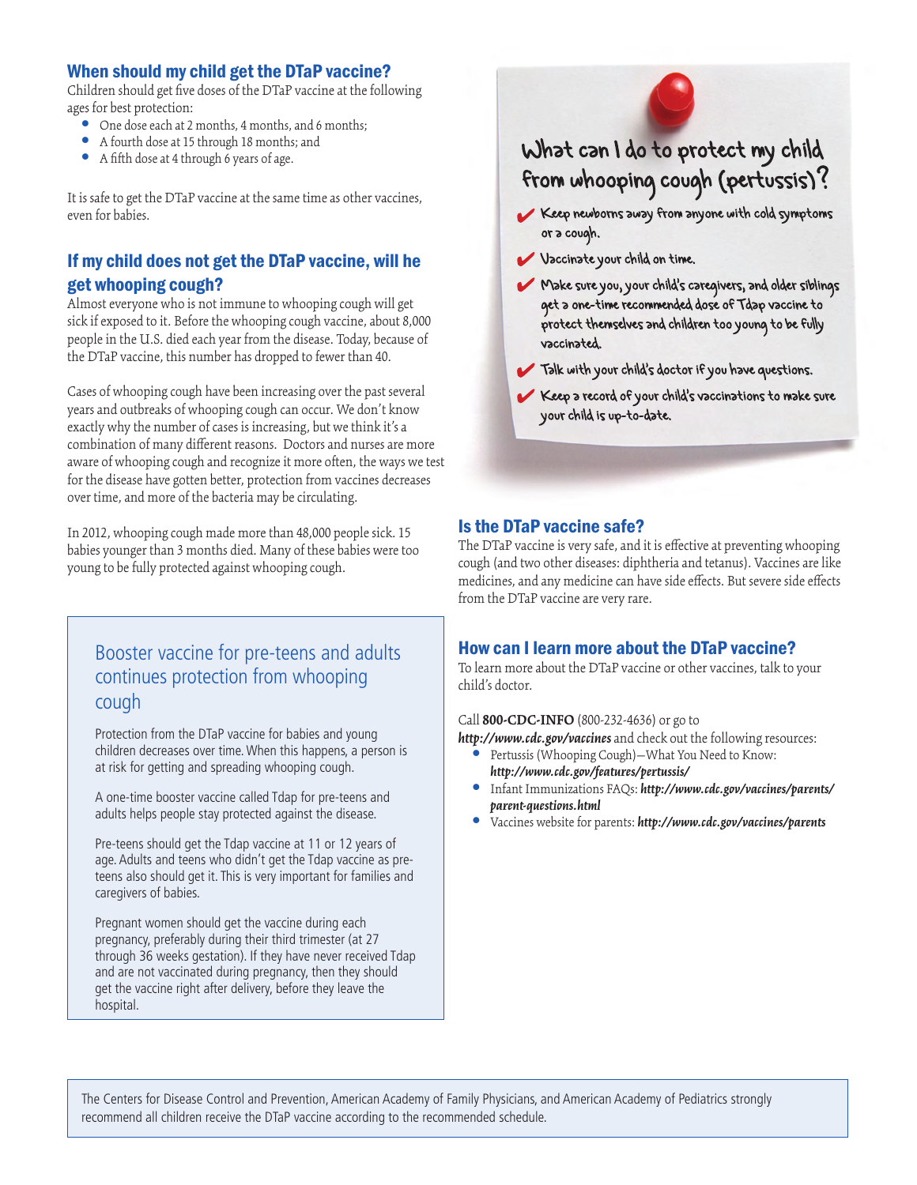## When should my child get the DTaP vaccine?

Children should get five doses of the DTaP vaccine at the following ages for best protection:

- One dose each at 2 months, 4 months, and 6 months;
- A fourth dose at 15 through 18 months; and
- A fifth dose at 4 through 6 years of age.

It is safe to get the DTaP vaccine at the same time as other vaccines, even for babies.

## If my child does not get the DTaP vaccine, will he get whooping cough?

Almost everyone who is not immune to whooping cough will get sick if exposed to it. Before the whooping cough vaccine, about 8,000 people in the U.S. died each year from the disease. Today, because of the DTaP vaccine, this number has dropped to fewer than 40.

Cases of whooping cough have been increasing over the past several years and outbreaks of whooping cough can occur. We don't know exactly why the number of cases is increasing, but we think it's a combination of many different reasons. Doctors and nurses are more aware of whooping cough and recognize it more often, the ways we test for the disease have gotten better, protection from vaccines decreases over time, and more of the bacteria may be circulating.

In 2012, whooping cough made more than 48,000 people sick. 15 babies younger than 3 months died. Many of these babies were too young to be fully protected against whooping cough.

### Booster vaccine for pre-teens and adults continues protection from whooping cough

Protection from the DTaP vaccine for babies and young children decreases over time. When this happens, a person is at risk for getting and spreading whooping cough.

A one-time booster vaccine called Tdap for pre-teens and adults helps people stay protected against the disease.

Pre-teens should get the Tdap vaccine at 11 or 12 years of age. Adults and teens who didn't get the Tdap vaccine as pre-teens also should get it. This is very important for families and caregivers of babies.

Pregnant women should get the vaccine during each pregnancy, preferably during their third trimester (at 27 through 36 weeks gestation). If they have never received Tdap and are not vaccinated during pregnancy, then they should get the vaccine right after delivery, before they leave the hospital.

### What can I do to protect my child from whooping cough (pertussis)?

- ✔ Keep newborns away from anyone with cold symptoms or a cough.
- ✔ Vaccinate your child on time.
- ✔ Make sure you, your child's caregivers, and older siblings get a one-time recommended dose of Tdap vaccine to protect themselves and children too young to be fully vaccinated.
- ✔ Talk with your child's doctor if you have questions.
- ✔ Keep a record of your child's vaccinations to make sure your child is up-to-date.

## Is the DTaP vaccine safe?

The DTaP vaccine is very safe, and it is effective at preventing whooping cough (and two other diseases: diphtheria and tetanus). Vaccines are like medicines, and any medicine can have side effects. But severe side effects from the DTaP vaccine are very rare.

## How can I learn more about the DTaP vaccine?

To learn more about the DTaP vaccine or other vaccines, talk to your child's doctor.

Call **800-CDC-INFO** (800-232-4636) or go to ***http://www.cdc.gov/vaccines*** and check out the following resources:

- Pertussis (Whooping Cough)—What You Need to Know: ***http://www.cdc.gov/features/pertussis/***
- Infant Immunizations FAQs: ***http://www.cdc.gov/vaccines/parents/parent-questions.html***
- Vaccines website for parents: ***http://www.cdc.gov/vaccines/parents***

The Centers for Disease Control and Prevention, American Academy of Family Physicians, and American Academy of Pediatrics strongly recommend all children receive the DTaP vaccine according to the recommended schedule.